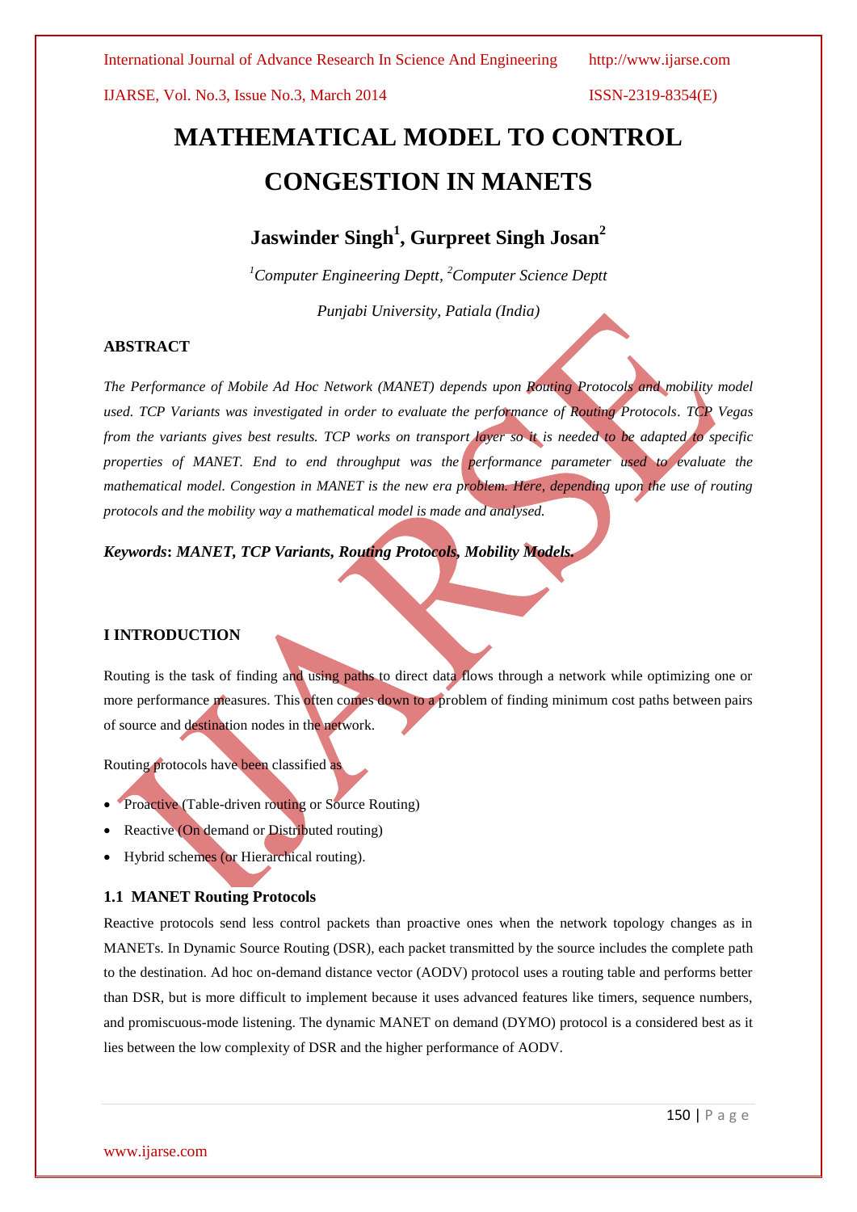# MATHEMATICAL MODEL TO CONTROL CONGESTION IN MANETS

**Jaswinder Singh[1], Gurpreet Singh Josan[2]**

*[1]Computer Engineering Deptt, [2]Computer Science Deptt*

*Punjabi University, Patiala (India)*

## ABSTRACT

*The Performance of Mobile Ad Hoc Network (MANET) depends upon Routing Protocols and mobility model used. TCP Variants was investigated in order to evaluate the performance of Routing Protocols. TCP Vegas from the variants gives best results. TCP works on transport layer so it is needed to be adapted to specific properties of MANET. End to end throughput was the performance parameter used to evaluate the mathematical model. Congestion in MANET is the new era problem. Here, depending upon the use of routing protocols and the mobility way a mathematical model is made and analysed.*

***Keywords**: MANET, TCP Variants, Routing Protocols, Mobility Models.*

## I INTRODUCTION

Routing is the task of finding and using paths to direct data flows through a network while optimizing one or more performance measures. This often comes down to a problem of finding minimum cost paths between pairs of source and destination nodes in the network.

Routing protocols have been classified as

- Proactive (Table-driven routing or Source Routing)
- Reactive (On demand or Distributed routing)
- Hybrid schemes (or Hierarchical routing).

### 1.1 MANET Routing Protocols

Reactive protocols send less control packets than proactive ones when the network topology changes as in MANETs. In Dynamic Source Routing (DSR), each packet transmitted by the source includes the complete path to the destination. Ad hoc on-demand distance vector (AODV) protocol uses a routing table and performs better than DSR, but is more difficult to implement because it uses advanced features like timers, sequence numbers, and promiscuous-mode listening. The dynamic MANET on demand (DYMO) protocol is a considered best as it lies between the low complexity of DSR and the higher performance of AODV.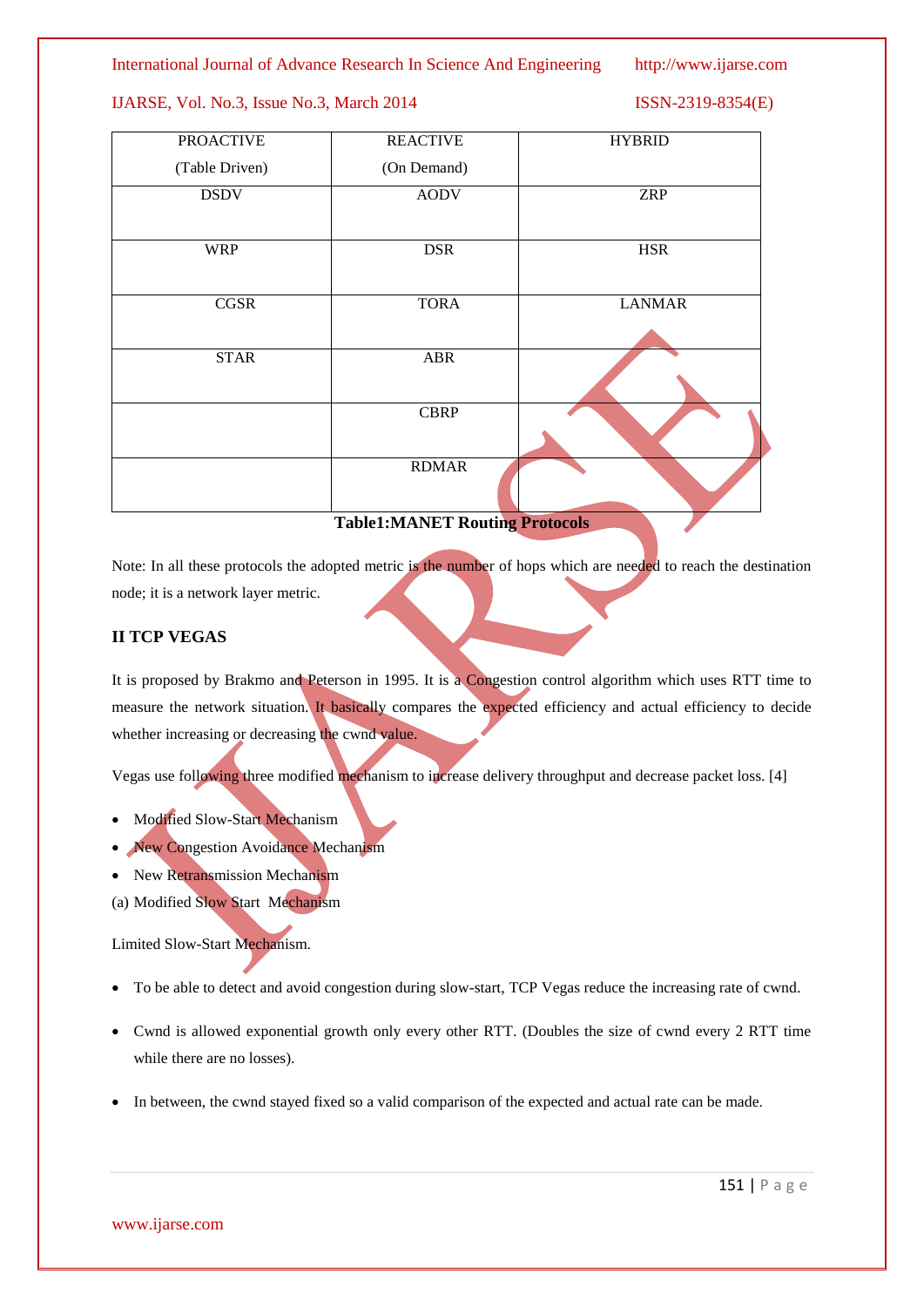| PROACTIVE (Table Driven) | REACTIVE (On Demand) | HYBRID |
|---|---|---|
| DSDV | AODV | ZRP |
| WRP | DSR | HSR |
| CGSR | TORA | LANMAR |
| STAR | ABR | |
| | CBRP | |
| | RDMAR | |

**Table1:MANET Routing Protocols**

Note: In all these protocols the adopted metric is the number of hops which are needed to reach the destination node; it is a network layer metric.

## II TCP VEGAS

It is proposed by Brakmo and Peterson in 1995. It is a Congestion control algorithm which uses RTT time to measure the network situation. It basically compares the expected efficiency and actual efficiency to decide whether increasing or decreasing the cwnd value.

Vegas use following three modified mechanism to increase delivery throughput and decrease packet loss. [4]

- Modified Slow-Start Mechanism
- New Congestion Avoidance Mechanism
- New Retransmission Mechanism

(a) Modified Slow Start Mechanism

Limited Slow-Start Mechanism.

- To be able to detect and avoid congestion during slow-start, TCP Vegas reduce the increasing rate of cwnd.
- Cwnd is allowed exponential growth only every other RTT. (Doubles the size of cwnd every 2 RTT time while there are no losses).
- In between, the cwnd stayed fixed so a valid comparison of the expected and actual rate can be made.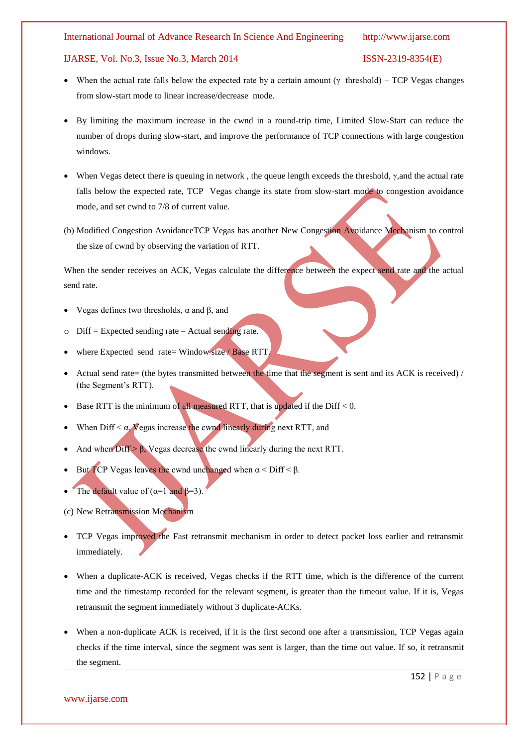- When the actual rate falls below the expected rate by a certain amount ($\gamma$ threshold) – TCP Vegas changes from slow-start mode to linear increase/decrease mode.

- By limiting the maximum increase in the cwnd in a round-trip time, Limited Slow-Start can reduce the number of drops during slow-start, and improve the performance of TCP connections with large congestion windows.

- When Vegas detect there is queuing in network , the queue length exceeds the threshold, $\gamma$,and the actual rate falls below the expected rate, TCP Vegas change its state from slow-start mode to congestion avoidance mode, and set cwnd to 7/8 of current value.

(b) Modified Congestion AvoidanceTCP Vegas has another New Congestion Avoidance Mechanism to control the size of cwnd by observing the variation of RTT.

When the sender receives an ACK, Vegas calculate the difference between the expect send rate and the actual send rate.

- Vegas defines two thresholds, $\alpha$ and $\beta$, and
  - Diff = Expected sending rate – Actual sending rate.
- where Expected send rate= Window size / Base RTT.
- Actual send rate= (the bytes transmitted between the time that the segment is sent and its ACK is received) / (the Segment's RTT).
- Base RTT is the minimum of all measured RTT, that is updated if the Diff < 0.
- When Diff < $\alpha$, Vegas increase the cwnd linearly during next RTT, and
- And when Diff > $\beta$, Vegas decrease the cwnd linearly during the next RTT.
- But TCP Vegas leaves the cwnd unchanged when $\alpha$ < Diff < $\beta$.
- The default value of ($\alpha$=1 and $\beta$=3).

(c) New Retransmission Mechanism

- TCP Vegas improved the Fast retransmit mechanism in order to detect packet loss earlier and retransmit immediately.

- When a duplicate-ACK is received, Vegas checks if the RTT time, which is the difference of the current time and the timestamp recorded for the relevant segment, is greater than the timeout value. If it is, Vegas retransmit the segment immediately without 3 duplicate-ACKs.

- When a non-duplicate ACK is received, if it is the first second one after a transmission, TCP Vegas again checks if the time interval, since the segment was sent is larger, than the time out value. If so, it retransmit the segment.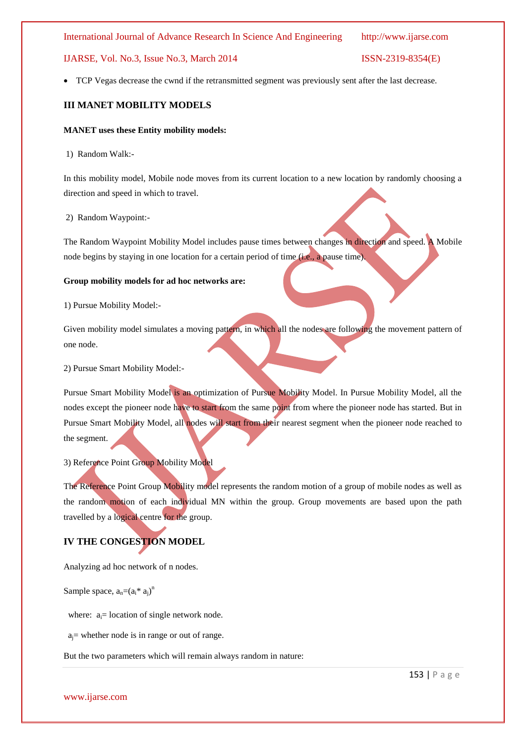- TCP Vegas decrease the cwnd if the retransmitted segment was previously sent after the last decrease.

## III MANET MOBILITY MODELS

**MANET uses these Entity mobility models:**

1) Random Walk:-

In this mobility model, Mobile node moves from its current location to a new location by randomly choosing a direction and speed in which to travel.

2) Random Waypoint:-

The Random Waypoint Mobility Model includes pause times between changes in direction and speed. A Mobile node begins by staying in one location for a certain period of time (i.e., a pause time).

**Group mobility models for ad hoc networks are:**

1) Pursue Mobility Model:-

Given mobility model simulates a moving pattern, in which all the nodes are following the movement pattern of one node.

2) Pursue Smart Mobility Model:-

Pursue Smart Mobility Model is an optimization of Pursue Mobility Model. In Pursue Mobility Model, all the nodes except the pioneer node have to start from the same point from where the pioneer node has started. But in Pursue Smart Mobility Model, all nodes will start from their nearest segment when the pioneer node reached to the segment.

3) Reference Point Group Mobility Model

The Reference Point Group Mobility model represents the random motion of a group of mobile nodes as well as the random motion of each individual MN within the group. Group movements are based upon the path travelled by a logical centre for the group.

## IV THE CONGESTION MODEL

Analyzing ad hoc network of n nodes.

Sample space, $a_n=(a_i * a_j)^n$

where: $a_i$= location of single network node.

$a_j$= whether node is in range or out of range.

But the two parameters which will remain always random in nature: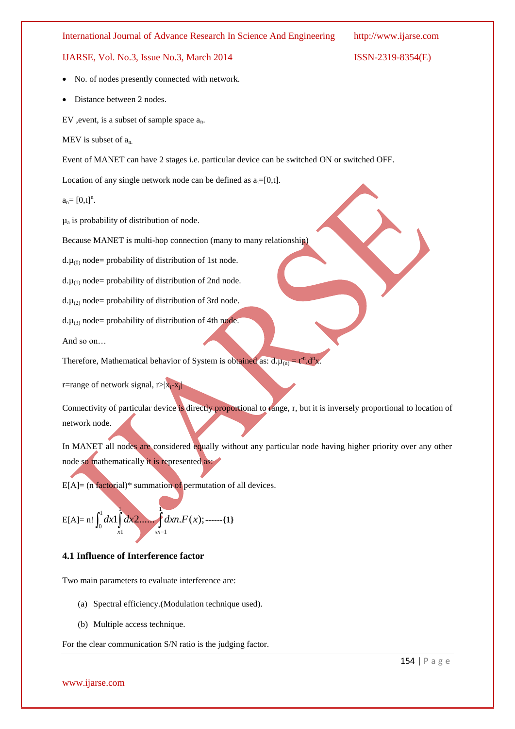- No. of nodes presently connected with network.
- Distance between 2 nodes.

EV ,event, is a subset of sample space $a_n$.

MEV is subset of $a_{n.}$

Event of MANET can have 2 stages i.e. particular device can be switched ON or switched OFF.

Location of any single network node can be defined as $a_i=[0,t]$.

$a_n= [0,t]^n$.

$\mu_a$ is probability of distribution of node.

Because MANET is multi-hop connection (many to many relationship)

$d.\mu_{(0)}$ node= probability of distribution of 1st node.

$d.\mu_{(1)}$ node= probability of distribution of 2nd node.

$d.\mu_{(2)}$ node= probability of distribution of 3rd node.

$d.\mu_{(3)}$ node= probability of distribution of 4th node.

And so on…

Therefore, Mathematical behavior of System is obtained as: $d.\mu_{(n)} = t^{-n}.d^n x$.

r=range of network signal, $r>|x_i-x_j|$

Connectivity of particular device is directly proportional to range, r, but it is inversely proportional to location of network node.

In MANET all nodes are considered equally without any particular node having higher priority over any other node so mathematically it is represented as:

E[A]= (n factorial)* summation of permutation of all devices.

$$E[A]= n!\int_0^1 dx1\int_{x1}^{1} dx2......\int_{xn-1}^{1} dxn.F(x); \text{------}\mathbf{\{1\}}$$

### 4.1 Influence of Interference factor

Two main parameters to evaluate interference are:

(a) Spectral efficiency.(Modulation technique used).

(b) Multiple access technique.

For the clear communication S/N ratio is the judging factor.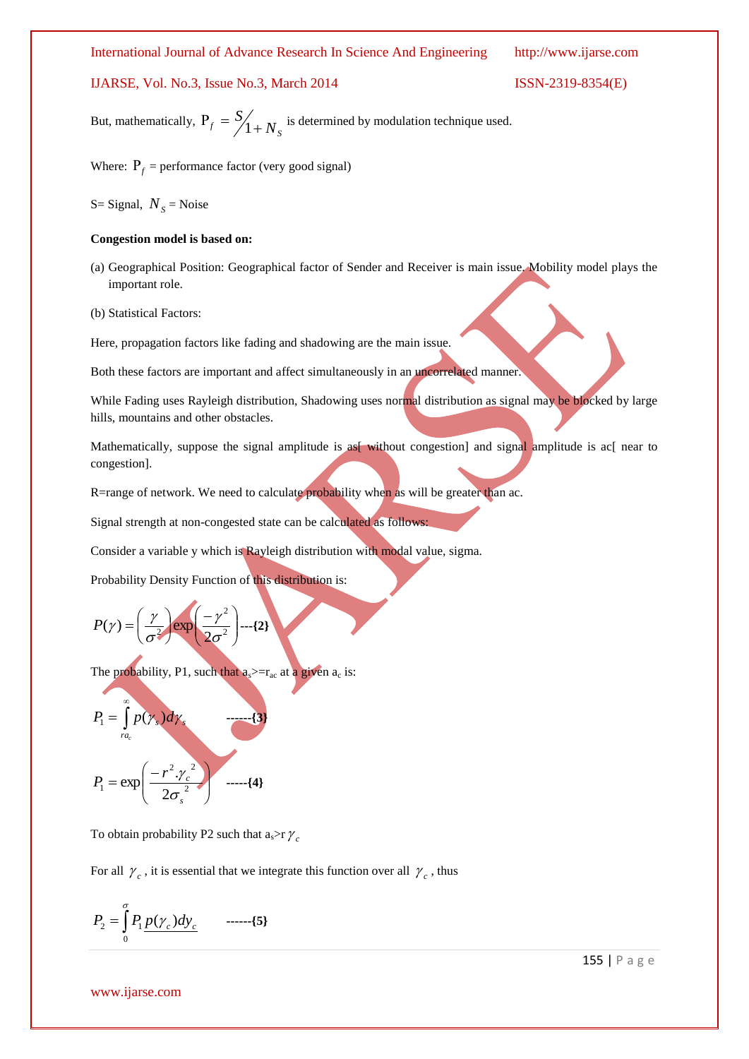But, mathematically, $P_f = S/1 + N_S$ is determined by modulation technique used.

Where: $P_f$ = performance factor (very good signal)

S= Signal, $N_S$ = Noise

**Congestion model is based on:**

(a) Geographical Position: Geographical factor of Sender and Receiver is main issue. Mobility model plays the important role.

(b) Statistical Factors:

Here, propagation factors like fading and shadowing are the main issue.

Both these factors are important and affect simultaneously in an uncorrelated manner.

While Fading uses Rayleigh distribution, Shadowing uses normal distribution as signal may be blocked by large hills, mountains and other obstacles.

Mathematically, suppose the signal amplitude is as[ without congestion] and signal amplitude is ac[ near to congestion].

R=range of network. We need to calculate probability when as will be greater than ac.

Signal strength at non-congested state can be calculated as follows:

Consider a variable y which is Rayleigh distribution with modal value, sigma.

Probability Density Function of this distribution is:

$$P(\gamma) = \left(\frac{\gamma}{\sigma^2}\right)\exp\left(\frac{-\gamma^2}{2\sigma^2}\right) \quad \text{---\{2\}}$$

The probability, P1, such that $a_s >= r_{ac}$ at a given $a_c$ is:

$$P_1 = \int_{ra_c}^{\infty} p(\gamma_s)d\gamma_s \quad \text{------\{3\}}$$

$$P_1 = \exp\left(\frac{-r^2.\gamma_c{}^2}{2\sigma_s{}^2}\right) \quad \text{-----\{4\}}$$

To obtain probability P2 such that $a_s > r\,\gamma_c$

For all $\gamma_c$, it is essential that we integrate this function over all $\gamma_c$, thus

$$P_2 = \int_{0}^{\sigma} P_1 \underline{p(\gamma_c)dy_c} \quad \text{------\{5\}}$$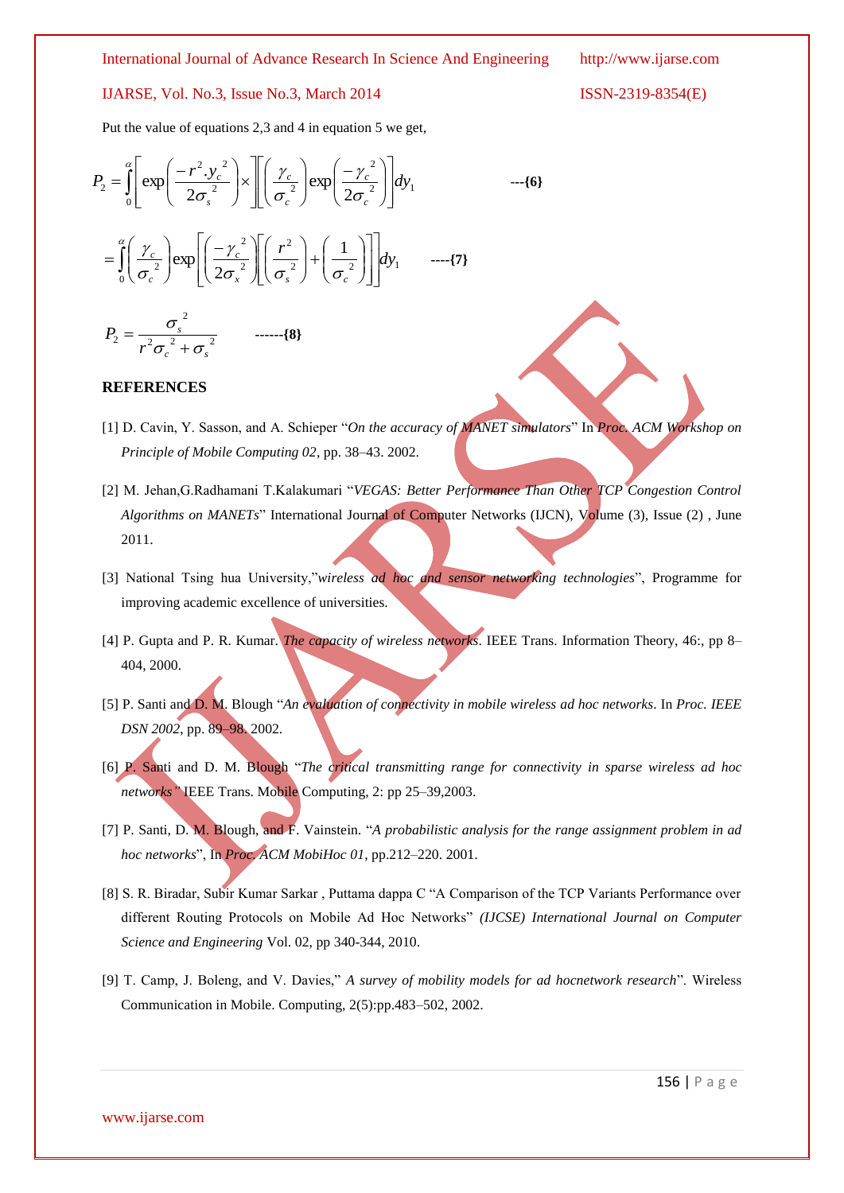Put the value of equations 2,3 and 4 in equation 5 we get,

$$P_2 = \int_0^{\alpha} \left[ \exp\left( \frac{-r^2.y_c^{\ 2}}{2\sigma_s^{\ 2}} \right) \times \right] \left[ \left( \frac{\gamma_c}{\sigma_c^{\ 2}} \right) \exp\left( \frac{-\gamma_c^{\ 2}}{2\sigma_c^{\ 2}} \right) \right] dy_1 \qquad \text{---\{6\}}$$

$$= \int_0^{\alpha} \left( \frac{\gamma_c}{\sigma_c^{\ 2}} \right) \exp\left[ \left( \frac{-\gamma_c^{\ 2}}{2\sigma_x^{\ 2}} \right) \left[ \left( \frac{r^2}{\sigma_s^{\ 2}} \right) + \left( \frac{1}{\sigma_c^{\ 2}} \right) \right] \right] dy_1 \qquad \text{----\{7\}}$$

$$P_2 = \frac{\sigma_s^{\ 2}}{r^2 \sigma_c^{\ 2} + \sigma_s^{\ 2}} \qquad \text{------\{8\}}$$

**REFERENCES**

[1] D. Cavin, Y. Sasson, and A. Schieper "*On the accuracy of MANET simulators*" In *Proc. ACM Workshop on Principle of Mobile Computing 02*, pp. 38–43. 2002.

[2] M. Jehan,G.Radhamani T.Kalakumari "*VEGAS: Better Performance Than Other TCP Congestion Control Algorithms on MANETs*" International Journal of Computer Networks (IJCN), Volume (3), Issue (2) , June 2011.

[3] National Tsing hua University,"*wireless ad hoc and sensor networking technologies*", Programme for improving academic excellence of universities.

[4] P. Gupta and P. R. Kumar. *The capacity of wireless networks*. IEEE Trans. Information Theory, 46:, pp 8–404, 2000.

[5] P. Santi and D. M. Blough "*An evaluation of connectivity in mobile wireless ad hoc networks*. In *Proc. IEEE DSN 2002*, pp. 89–98. 2002.

[6] P. Santi and D. M. Blough "*The critical transmitting range for connectivity in sparse wireless ad hoc networks"* IEEE Trans. Mobile Computing, 2: pp 25–39,2003.

[7] P. Santi, D. M. Blough, and F. Vainstein. "*A probabilistic analysis for the range assignment problem in ad hoc networks*", In *Proc. ACM MobiHoc 01*, pp.212–220. 2001.

[8] S. R. Biradar, Subir Kumar Sarkar , Puttama dappa C "A Comparison of the TCP Variants Performance over different Routing Protocols on Mobile Ad Hoc Networks" *(IJCSE) International Journal on Computer Science and Engineering* Vol. 02, pp 340-344, 2010.

[9] T. Camp, J. Boleng, and V. Davies," *A survey of mobility models for ad hocnetwork research*". Wireless Communication in Mobile. Computing, 2(5):pp.483–502, 2002.